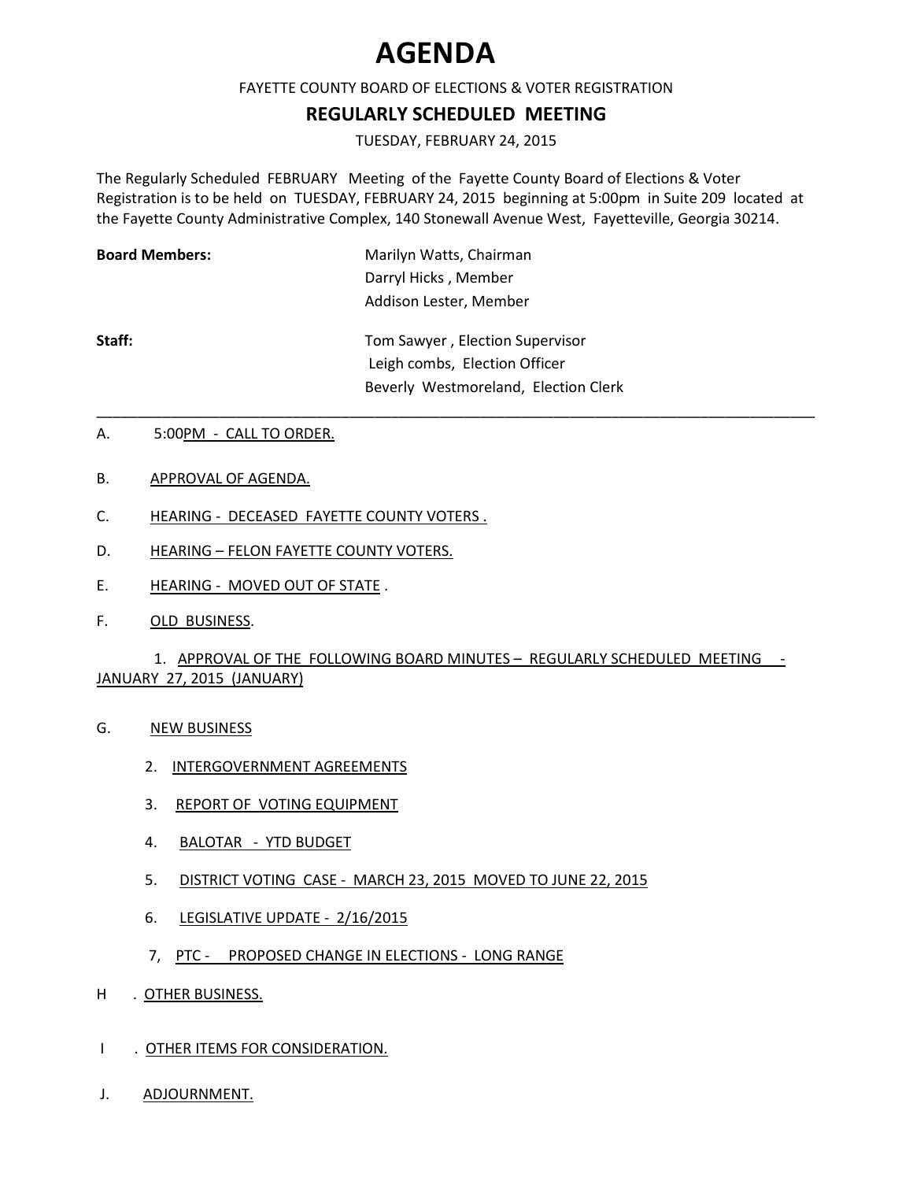# AGENDA

FAYETTE COUNTY BOARD OF ELECTIONS & VOTER REGISTRATION

## REGULARLY SCHEDULED MEETING

TUESDAY, FEBRUARY 24, 2015

The Regularly Scheduled FEBRUARY Meeting of the Fayette County Board of Elections & Voter Registration is to be held on TUESDAY, FEBRUARY 24, 2015 beginning at 5:00pm in Suite 209 located at the Fayette County Administrative Complex, 140 Stonewall Avenue West, Fayetteville, Georgia 30214.

**Board Members:**
Marilyn Watts, Chairman
Darryl Hicks , Member
Addison Lester, Member

**Staff:**
Tom Sawyer , Election Supervisor
Leigh combs, Election Officer
Beverly Westmoreland, Election Clerk

---

A. 5:00PM - CALL TO ORDER.

B. APPROVAL OF AGENDA.

C. HEARING - DECEASED FAYETTE COUNTY VOTERS .

D. HEARING – FELON FAYETTE COUNTY VOTERS.

E. HEARING - MOVED OUT OF STATE .

F. OLD BUSINESS.

1. APPROVAL OF THE FOLLOWING BOARD MINUTES – REGULARLY SCHEDULED MEETING - JANUARY 27, 2015 (JANUARY)

G. NEW BUSINESS

2. INTERGOVERNMENT AGREEMENTS

3. REPORT OF VOTING EQUIPMENT

4. BALOTAR - YTD BUDGET

5. DISTRICT VOTING CASE - MARCH 23, 2015 MOVED TO JUNE 22, 2015

6. LEGISLATIVE UPDATE - 2/16/2015

7, PTC - PROPOSED CHANGE IN ELECTIONS - LONG RANGE

H . OTHER BUSINESS.

I . OTHER ITEMS FOR CONSIDERATION.

J. ADJOURNMENT.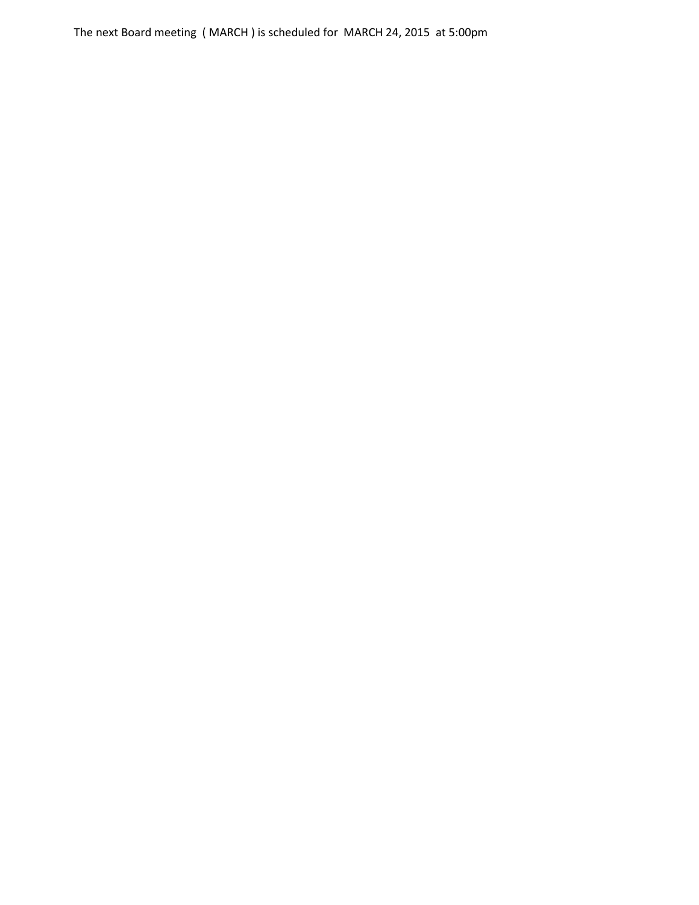The next Board meeting ( MARCH ) is scheduled for MARCH 24, 2015 at 5:00pm